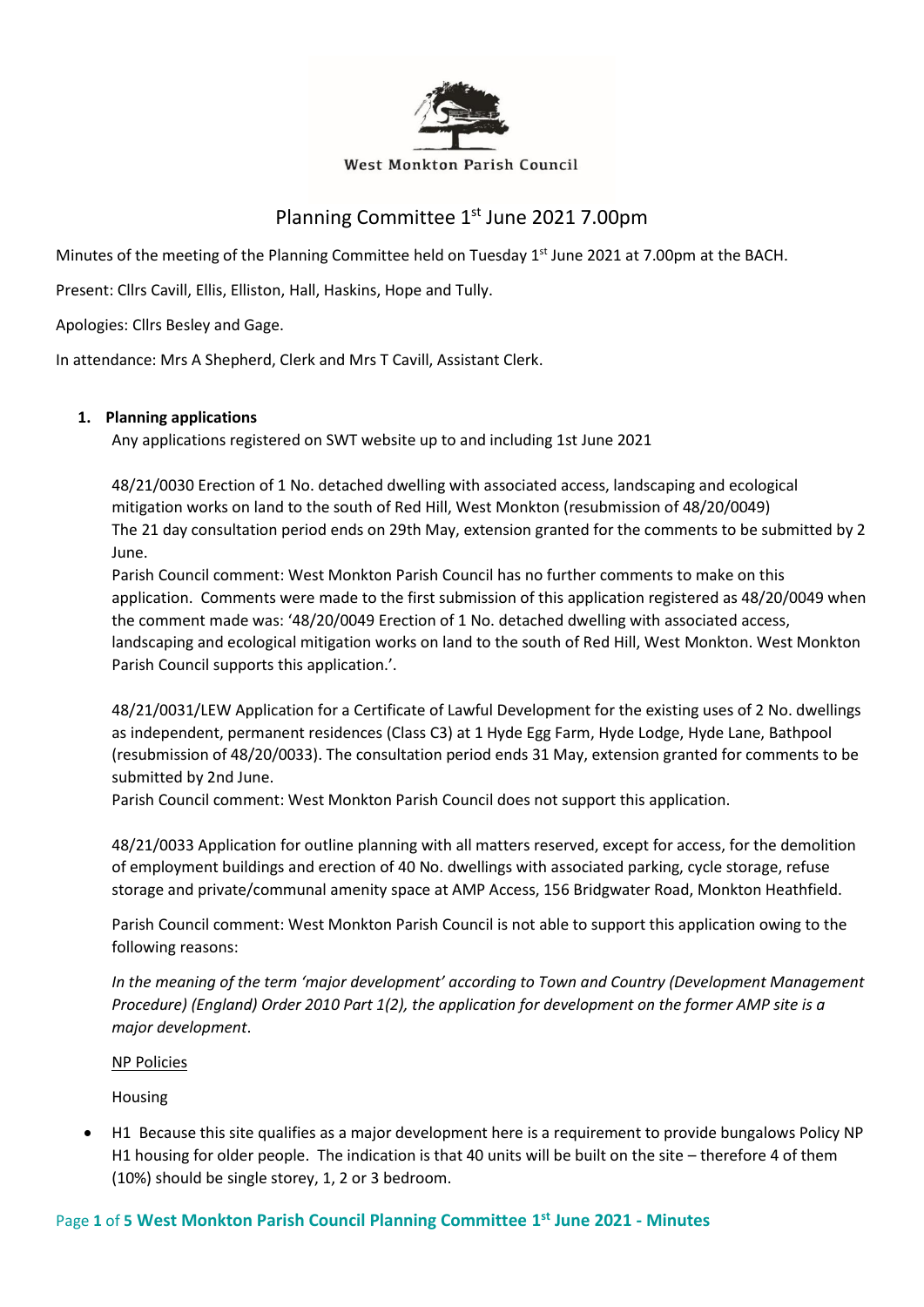West Monkton Parish Council

# Planning Committee 1st June 2021 7.00pm

Minutes of the meeting of the Planning Committee held on Tuesday 1st June 2021 at 7.00pm at the BACH.

Present: Cllrs Cavill, Ellis, Elliston, Hall, Haskins, Hope and Tully.

Apologies: Cllrs Besley and Gage.

In attendance: Mrs A Shepherd, Clerk and Mrs T Cavill, Assistant Clerk.

1. **Planning applications**

   Any applications registered on SWT website up to and including 1st June 2021

   48/21/0030 Erection of 1 No. detached dwelling with associated access, landscaping and ecological mitigation works on land to the south of Red Hill, West Monkton (resubmission of 48/20/0049)
   The 21 day consultation period ends on 29th May, extension granted for the comments to be submitted by 2 June.
   Parish Council comment: West Monkton Parish Council has no further comments to make on this application. Comments were made to the first submission of this application registered as 48/20/0049 when the comment made was: '48/20/0049 Erection of 1 No. detached dwelling with associated access, landscaping and ecological mitigation works on land to the south of Red Hill, West Monkton. West Monkton Parish Council supports this application.'.

   48/21/0031/LEW Application for a Certificate of Lawful Development for the existing uses of 2 No. dwellings as independent, permanent residences (Class C3) at 1 Hyde Egg Farm, Hyde Lodge, Hyde Lane, Bathpool (resubmission of 48/20/0033). The consultation period ends 31 May, extension granted for comments to be submitted by 2nd June.
   Parish Council comment: West Monkton Parish Council does not support this application.

   48/21/0033 Application for outline planning with all matters reserved, except for access, for the demolition of employment buildings and erection of 40 No. dwellings with associated parking, cycle storage, refuse storage and private/communal amenity space at AMP Access, 156 Bridgwater Road, Monkton Heathfield.

   Parish Council comment: West Monkton Parish Council is not able to support this application owing to the following reasons:

   *In the meaning of the term 'major development' according to Town and Country (Development Management Procedure) (England) Order 2010 Part 1(2), the application for development on the former AMP site is a major development.*

   NP Policies

   Housing

- H1 Because this site qualifies as a major development here is a requirement to provide bungalows Policy NP H1 housing for older people. The indication is that 40 units will be built on the site – therefore 4 of them (10%) should be single storey, 1, 2 or 3 bedroom.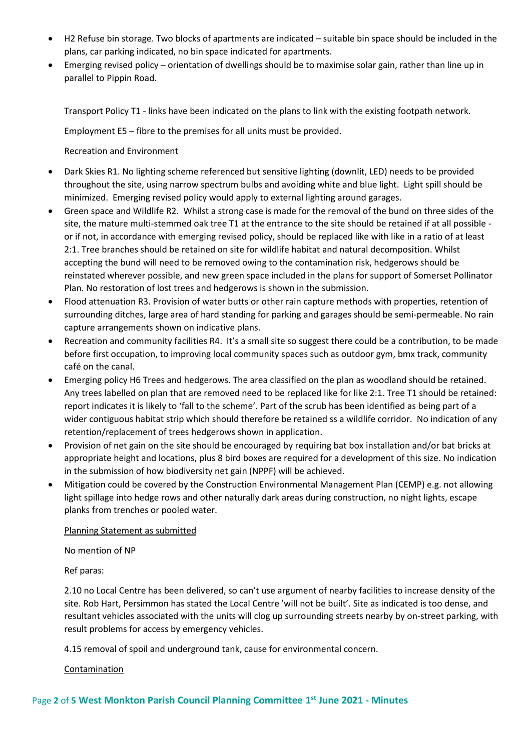- H2 Refuse bin storage. Two blocks of apartments are indicated – suitable bin space should be included in the plans, car parking indicated, no bin space indicated for apartments.
- Emerging revised policy – orientation of dwellings should be to maximise solar gain, rather than line up in parallel to Pippin Road.

Transport Policy T1 - links have been indicated on the plans to link with the existing footpath network.

Employment E5 – fibre to the premises for all units must be provided.

Recreation and Environment

- Dark Skies R1. No lighting scheme referenced but sensitive lighting (downlit, LED) needs to be provided throughout the site, using narrow spectrum bulbs and avoiding white and blue light. Light spill should be minimized. Emerging revised policy would apply to external lighting around garages.
- Green space and Wildlife R2. Whilst a strong case is made for the removal of the bund on three sides of the site, the mature multi-stemmed oak tree T1 at the entrance to the site should be retained if at all possible - or if not, in accordance with emerging revised policy, should be replaced like with like in a ratio of at least 2:1. Tree branches should be retained on site for wildlife habitat and natural decomposition. Whilst accepting the bund will need to be removed owing to the contamination risk, hedgerows should be reinstated wherever possible, and new green space included in the plans for support of Somerset Pollinator Plan. No restoration of lost trees and hedgerows is shown in the submission.
- Flood attenuation R3. Provision of water butts or other rain capture methods with properties, retention of surrounding ditches, large area of hard standing for parking and garages should be semi-permeable. No rain capture arrangements shown on indicative plans.
- Recreation and community facilities R4. It's a small site so suggest there could be a contribution, to be made before first occupation, to improving local community spaces such as outdoor gym, bmx track, community café on the canal.
- Emerging policy H6 Trees and hedgerows. The area classified on the plan as woodland should be retained. Any trees labelled on plan that are removed need to be replaced like for like 2:1. Tree T1 should be retained: report indicates it is likely to 'fall to the scheme'. Part of the scrub has been identified as being part of a wider contiguous habitat strip which should therefore be retained ss a wildlife corridor. No indication of any retention/replacement of trees hedgerows shown in application.
- Provision of net gain on the site should be encouraged by requiring bat box installation and/or bat bricks at appropriate height and locations, plus 8 bird boxes are required for a development of this size. No indication in the submission of how biodiversity net gain (NPPF) will be achieved.
- Mitigation could be covered by the Construction Environmental Management Plan (CEMP) e.g. not allowing light spillage into hedge rows and other naturally dark areas during construction, no night lights, escape planks from trenches or pooled water.

<u>Planning Statement as submitted</u>

No mention of NP

Ref paras:

2.10 no Local Centre has been delivered, so can't use argument of nearby facilities to increase density of the site. Rob Hart, Persimmon has stated the Local Centre 'will not be built'. Site as indicated is too dense, and resultant vehicles associated with the units will clog up surrounding streets nearby by on-street parking, with result problems for access by emergency vehicles.

4.15 removal of spoil and underground tank, cause for environmental concern.

<u>Contamination</u>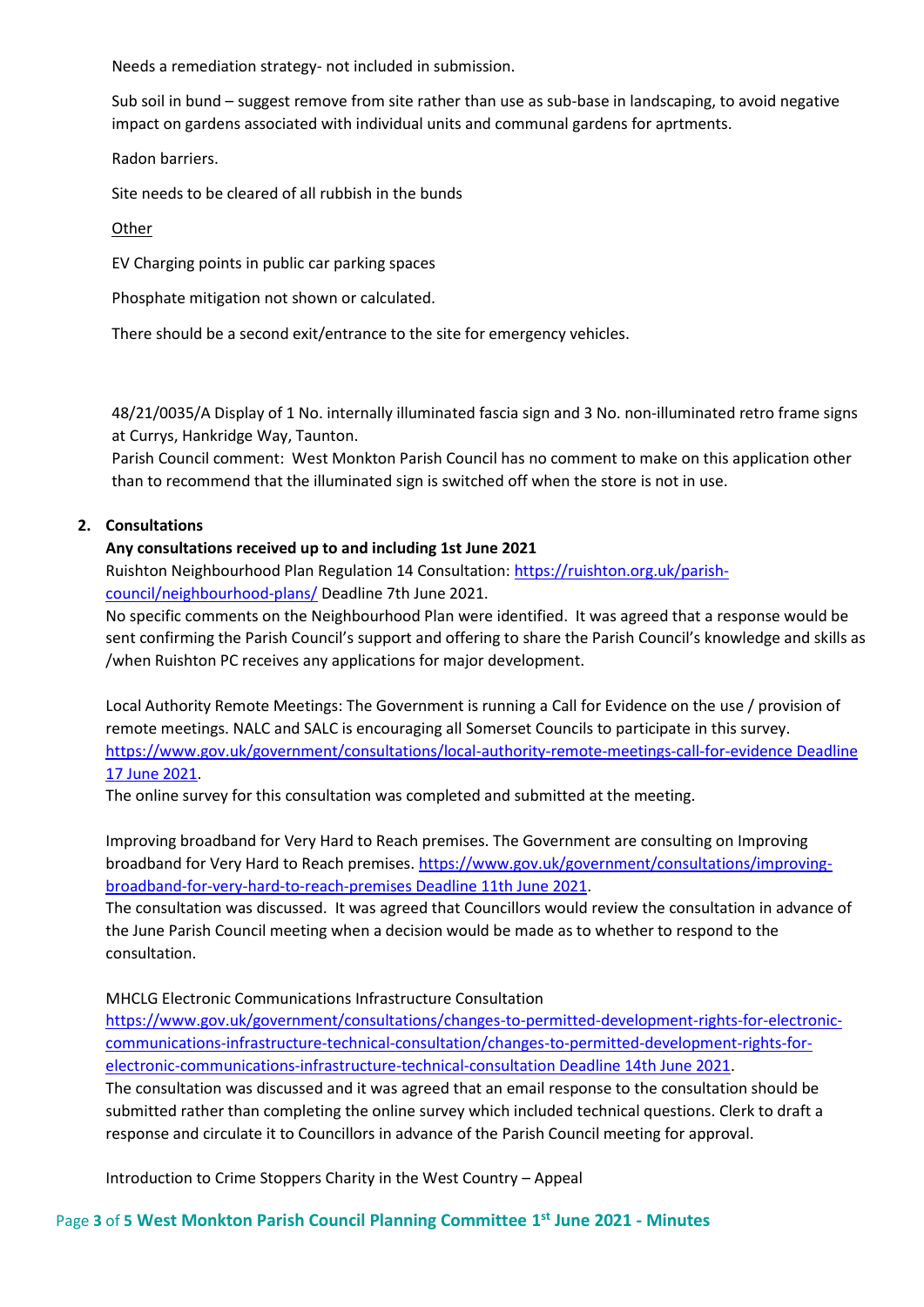Needs a remediation strategy- not included in submission.

Sub soil in bund – suggest remove from site rather than use as sub-base in landscaping, to avoid negative impact on gardens associated with individual units and communal gardens for aprtments.

Radon barriers.

Site needs to be cleared of all rubbish in the bunds

Other

EV Charging points in public car parking spaces

Phosphate mitigation not shown or calculated.

There should be a second exit/entrance to the site for emergency vehicles.

48/21/0035/A Display of 1 No. internally illuminated fascia sign and 3 No. non-illuminated retro frame signs at Currys, Hankridge Way, Taunton.
Parish Council comment: West Monkton Parish Council has no comment to make on this application other than to recommend that the illuminated sign is switched off when the store is not in use.

**2. Consultations**

**Any consultations received up to and including 1st June 2021**

Ruishton Neighbourhood Plan Regulation 14 Consultation: https://ruishton.org.uk/parish-council/neighbourhood-plans/ Deadline 7th June 2021.
No specific comments on the Neighbourhood Plan were identified. It was agreed that a response would be sent confirming the Parish Council's support and offering to share the Parish Council's knowledge and skills as /when Ruishton PC receives any applications for major development.

Local Authority Remote Meetings: The Government is running a Call for Evidence on the use / provision of remote meetings. NALC and SALC is encouraging all Somerset Councils to participate in this survey. https://www.gov.uk/government/consultations/local-authority-remote-meetings-call-for-evidence Deadline 17 June 2021.
The online survey for this consultation was completed and submitted at the meeting.

Improving broadband for Very Hard to Reach premises. The Government are consulting on Improving broadband for Very Hard to Reach premises. https://www.gov.uk/government/consultations/improving-broadband-for-very-hard-to-reach-premises Deadline 11th June 2021.
The consultation was discussed. It was agreed that Councillors would review the consultation in advance of the June Parish Council meeting when a decision would be made as to whether to respond to the consultation.

MHCLG Electronic Communications Infrastructure Consultation
https://www.gov.uk/government/consultations/changes-to-permitted-development-rights-for-electronic-communications-infrastructure-technical-consultation/changes-to-permitted-development-rights-for-electronic-communications-infrastructure-technical-consultation Deadline 14th June 2021.
The consultation was discussed and it was agreed that an email response to the consultation should be submitted rather than completing the online survey which included technical questions. Clerk to draft a response and circulate it to Councillors in advance of the Parish Council meeting for approval.

Introduction to Crime Stoppers Charity in the West Country – Appeal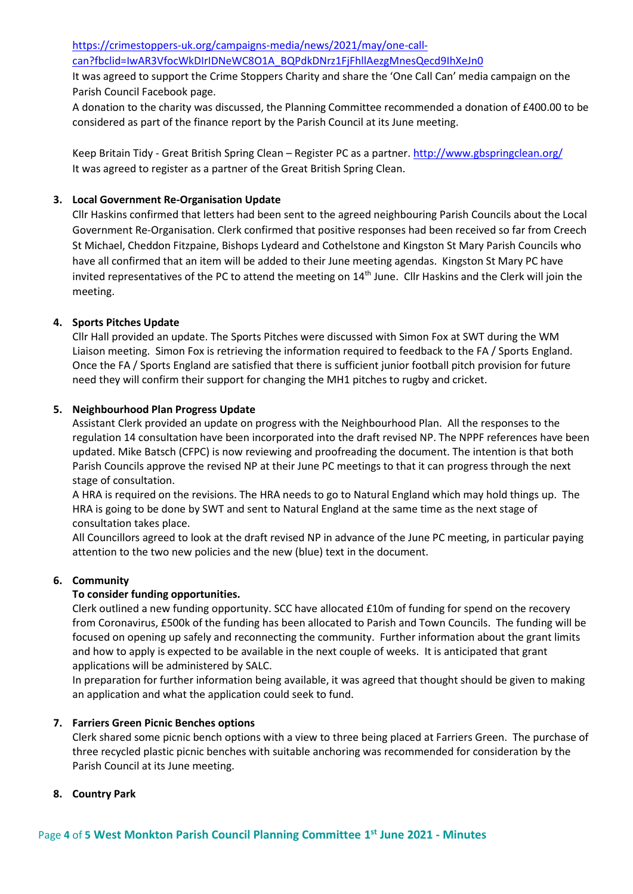https://crimestoppers-uk.org/campaigns-media/news/2021/may/one-call-can?fbclid=IwAR3VfocWkDIrlDNeWC8O1A_BQPdkDNrz1FjFhllAezgMnesQecd9IhXeJn0

It was agreed to support the Crime Stoppers Charity and share the 'One Call Can' media campaign on the Parish Council Facebook page.

A donation to the charity was discussed, the Planning Committee recommended a donation of £400.00 to be considered as part of the finance report by the Parish Council at its June meeting.

Keep Britain Tidy - Great British Spring Clean – Register PC as a partner. http://www.gbspringclean.org/

It was agreed to register as a partner of the Great British Spring Clean.

3. **Local Government Re-Organisation Update**

   Cllr Haskins confirmed that letters had been sent to the agreed neighbouring Parish Councils about the Local Government Re-Organisation. Clerk confirmed that positive responses had been received so far from Creech St Michael, Cheddon Fitzpaine, Bishops Lydeard and Cothelstone and Kingston St Mary Parish Councils who have all confirmed that an item will be added to their June meeting agendas. Kingston St Mary PC have invited representatives of the PC to attend the meeting on 14th June. Cllr Haskins and the Clerk will join the meeting.

4. **Sports Pitches Update**

   Cllr Hall provided an update. The Sports Pitches were discussed with Simon Fox at SWT during the WM Liaison meeting. Simon Fox is retrieving the information required to feedback to the FA / Sports England. Once the FA / Sports England are satisfied that there is sufficient junior football pitch provision for future need they will confirm their support for changing the MH1 pitches to rugby and cricket.

5. **Neighbourhood Plan Progress Update**

   Assistant Clerk provided an update on progress with the Neighbourhood Plan. All the responses to the regulation 14 consultation have been incorporated into the draft revised NP. The NPPF references have been updated. Mike Batsch (CFPC) is now reviewing and proofreading the document. The intention is that both Parish Councils approve the revised NP at their June PC meetings to that it can progress through the next stage of consultation.

   A HRA is required on the revisions. The HRA needs to go to Natural England which may hold things up. The HRA is going to be done by SWT and sent to Natural England at the same time as the next stage of consultation takes place.

   All Councillors agreed to look at the draft revised NP in advance of the June PC meeting, in particular paying attention to the two new policies and the new (blue) text in the document.

6. **Community**

   **To consider funding opportunities.**

   Clerk outlined a new funding opportunity. SCC have allocated £10m of funding for spend on the recovery from Coronavirus, £500k of the funding has been allocated to Parish and Town Councils. The funding will be focused on opening up safely and reconnecting the community. Further information about the grant limits and how to apply is expected to be available in the next couple of weeks. It is anticipated that grant applications will be administered by SALC.

   In preparation for further information being available, it was agreed that thought should be given to making an application and what the application could seek to fund.

7. **Farriers Green Picnic Benches options**

   Clerk shared some picnic bench options with a view to three being placed at Farriers Green. The purchase of three recycled plastic picnic benches with suitable anchoring was recommended for consideration by the Parish Council at its June meeting.

8. **Country Park**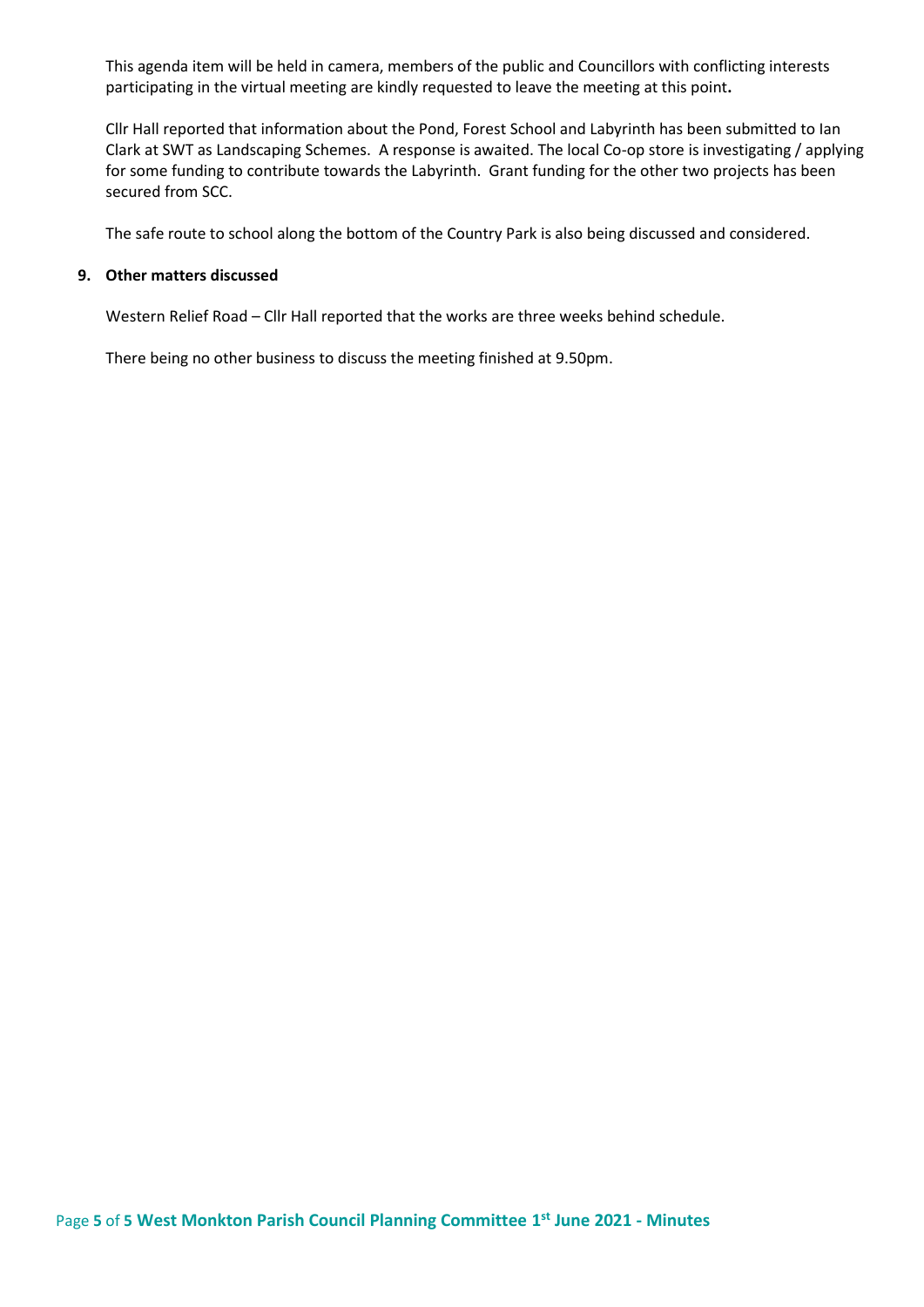This agenda item will be held in camera, members of the public and Councillors with conflicting interests participating in the virtual meeting are kindly requested to leave the meeting at this point**.**

Cllr Hall reported that information about the Pond, Forest School and Labyrinth has been submitted to Ian Clark at SWT as Landscaping Schemes. A response is awaited. The local Co-op store is investigating / applying for some funding to contribute towards the Labyrinth. Grant funding for the other two projects has been secured from SCC.

The safe route to school along the bottom of the Country Park is also being discussed and considered.

**9. Other matters discussed**

Western Relief Road – Cllr Hall reported that the works are three weeks behind schedule.

There being no other business to discuss the meeting finished at 9.50pm.